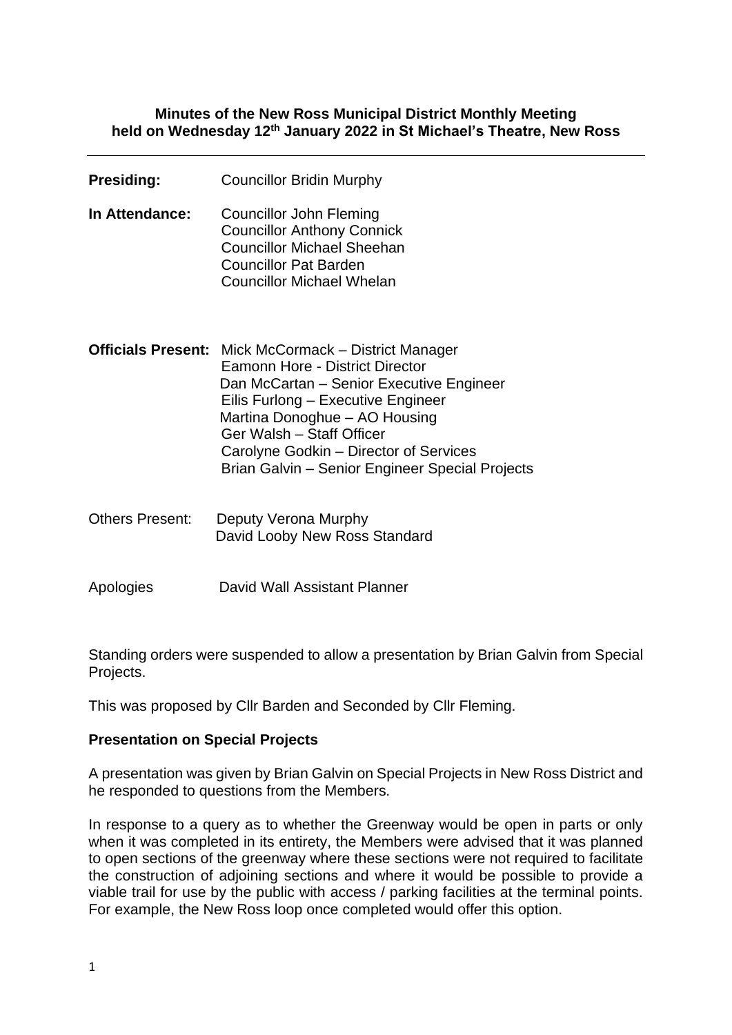**Minutes of the New Ross Municipal District Monthly Meeting held on Wednesday 12th January 2022 in St Michael's Theatre, New Ross**

---

**Presiding:** Councillor Bridin Murphy

**In Attendance:** Councillor John Fleming
Councillor Anthony Connick
Councillor Michael Sheehan
Councillor Pat Barden
Councillor Michael Whelan

**Officials Present:** Mick McCormack – District Manager
Eamonn Hore - District Director
Dan McCartan – Senior Executive Engineer
Eilis Furlong – Executive Engineer
Martina Donoghue – AO Housing
Ger Walsh – Staff Officer
Carolyne Godkin – Director of Services
Brian Galvin – Senior Engineer Special Projects

Others Present: Deputy Verona Murphy
David Looby New Ross Standard

Apologies David Wall Assistant Planner

Standing orders were suspended to allow a presentation by Brian Galvin from Special Projects.

This was proposed by Cllr Barden and Seconded by Cllr Fleming.

**Presentation on Special Projects**

A presentation was given by Brian Galvin on Special Projects in New Ross District and he responded to questions from the Members.

In response to a query as to whether the Greenway would be open in parts or only when it was completed in its entirety, the Members were advised that it was planned to open sections of the greenway where these sections were not required to facilitate the construction of adjoining sections and where it would be possible to provide a viable trail for use by the public with access / parking facilities at the terminal points. For example, the New Ross loop once completed would offer this option.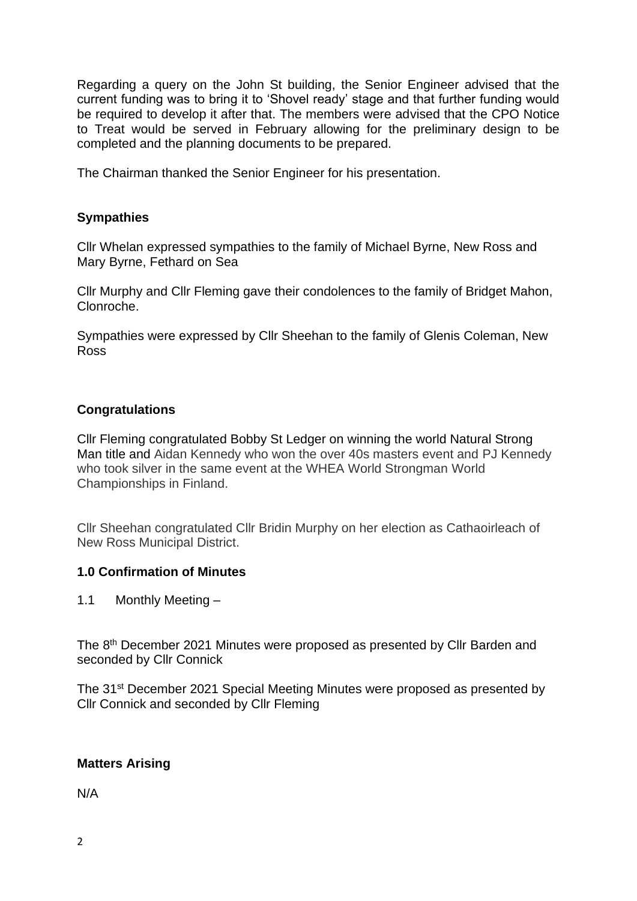Regarding a query on the John St building, the Senior Engineer advised that the current funding was to bring it to 'Shovel ready' stage and that further funding would be required to develop it after that. The members were advised that the CPO Notice to Treat would be served in February allowing for the preliminary design to be completed and the planning documents to be prepared.

The Chairman thanked the Senior Engineer for his presentation.

**Sympathies**

Cllr Whelan expressed sympathies to the family of Michael Byrne, New Ross and Mary Byrne, Fethard on Sea

Cllr Murphy and Cllr Fleming gave their condolences to the family of Bridget Mahon, Clonroche.

Sympathies were expressed by Cllr Sheehan to the family of Glenis Coleman, New Ross

**Congratulations**

Cllr Fleming congratulated Bobby St Ledger on winning the world Natural Strong Man title and Aidan Kennedy who won the over 40s masters event and PJ Kennedy who took silver in the same event at the WHEA World Strongman World Championships in Finland.

Cllr Sheehan congratulated Cllr Bridin Murphy on her election as Cathaoirleach of New Ross Municipal District.

**1.0 Confirmation of Minutes**

1.1 Monthly Meeting –

The 8th December 2021 Minutes were proposed as presented by Cllr Barden and seconded by Cllr Connick

The 31st December 2021 Special Meeting Minutes were proposed as presented by Cllr Connick and seconded by Cllr Fleming

**Matters Arising**

N/A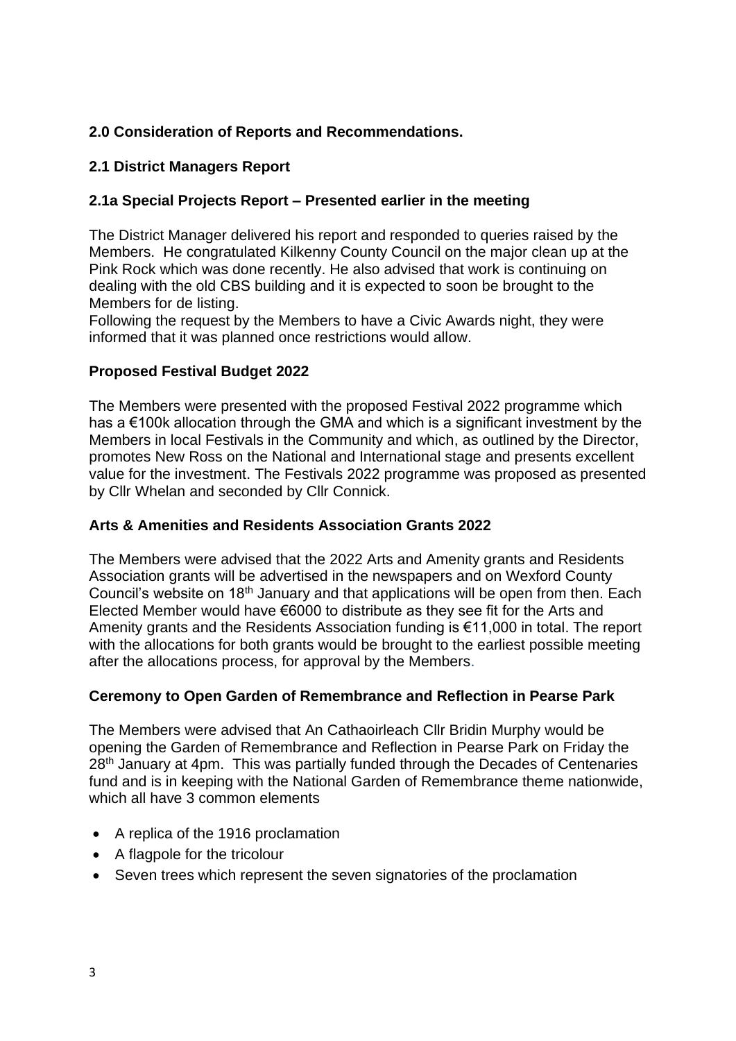## 2.0 Consideration of Reports and Recommendations.

### 2.1 District Managers Report

### 2.1a Special Projects Report – Presented earlier in the meeting

The District Manager delivered his report and responded to queries raised by the Members. He congratulated Kilkenny County Council on the major clean up at the Pink Rock which was done recently. He also advised that work is continuing on dealing with the old CBS building and it is expected to soon be brought to the Members for de listing.
Following the request by the Members to have a Civic Awards night, they were informed that it was planned once restrictions would allow.

### Proposed Festival Budget 2022

The Members were presented with the proposed Festival 2022 programme which has a €100k allocation through the GMA and which is a significant investment by the Members in local Festivals in the Community and which, as outlined by the Director, promotes New Ross on the National and International stage and presents excellent value for the investment. The Festivals 2022 programme was proposed as presented by Cllr Whelan and seconded by Cllr Connick.

### Arts & Amenities and Residents Association Grants 2022

The Members were advised that the 2022 Arts and Amenity grants and Residents Association grants will be advertised in the newspapers and on Wexford County Council's website on 18th January and that applications will be open from then. Each Elected Member would have €6000 to distribute as they see fit for the Arts and Amenity grants and the Residents Association funding is €11,000 in total. The report with the allocations for both grants would be brought to the earliest possible meeting after the allocations process, for approval by the Members.

### Ceremony to Open Garden of Remembrance and Reflection in Pearse Park

The Members were advised that An Cathaoirleach Cllr Bridin Murphy would be opening the Garden of Remembrance and Reflection in Pearse Park on Friday the 28th January at 4pm. This was partially funded through the Decades of Centenaries fund and is in keeping with the National Garden of Remembrance theme nationwide, which all have 3 common elements

- A replica of the 1916 proclamation
- A flagpole for the tricolour
- Seven trees which represent the seven signatories of the proclamation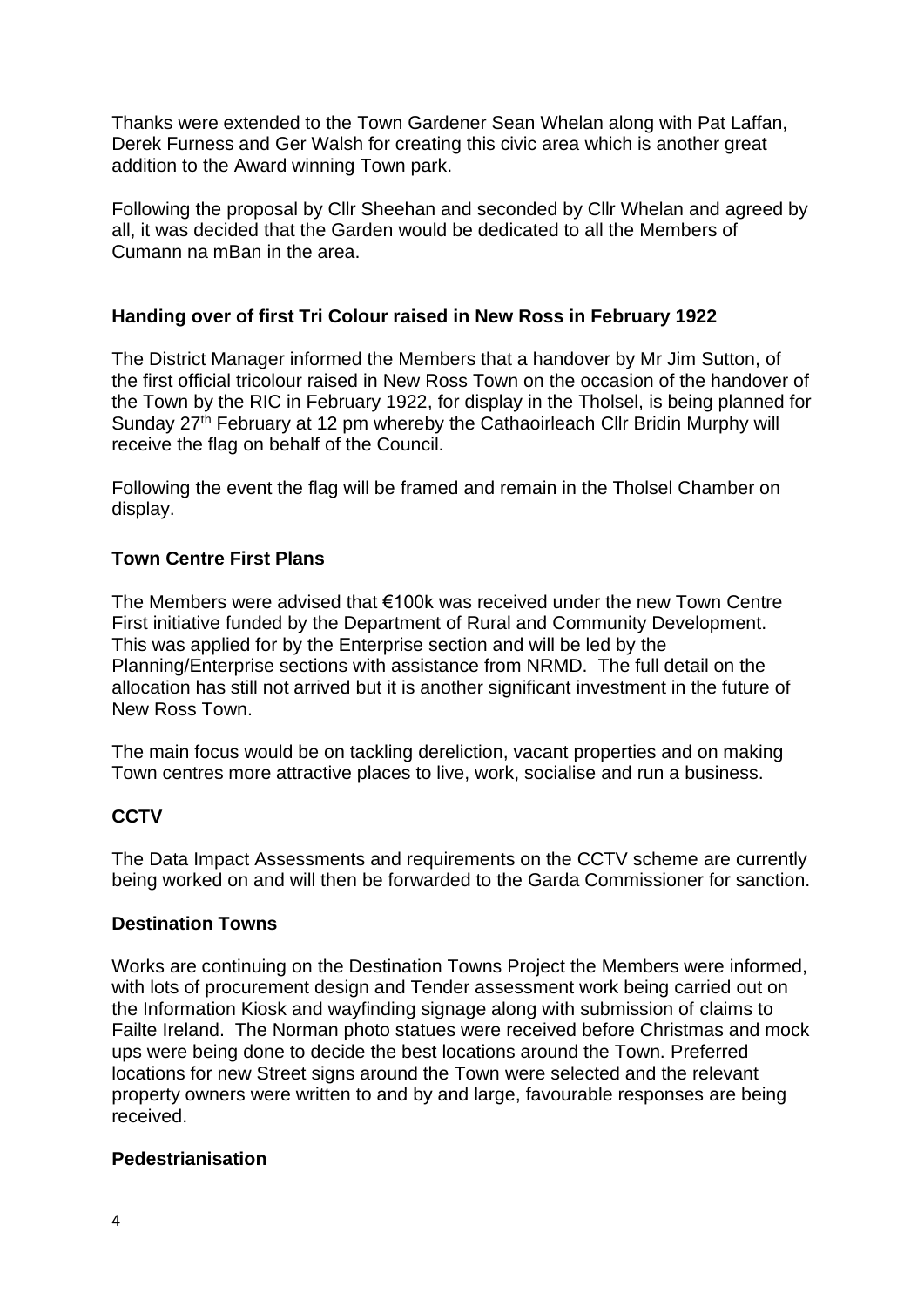Thanks were extended to the Town Gardener Sean Whelan along with Pat Laffan, Derek Furness and Ger Walsh for creating this civic area which is another great addition to the Award winning Town park.

Following the proposal by Cllr Sheehan and seconded by Cllr Whelan and agreed by all, it was decided that the Garden would be dedicated to all the Members of Cumann na mBan in the area.

**Handing over of first Tri Colour raised in New Ross in February 1922**

The District Manager informed the Members that a handover by Mr Jim Sutton, of the first official tricolour raised in New Ross Town on the occasion of the handover of the Town by the RIC in February 1922, for display in the Tholsel, is being planned for Sunday 27th February at 12 pm whereby the Cathaoirleach Cllr Bridin Murphy will receive the flag on behalf of the Council.

Following the event the flag will be framed and remain in the Tholsel Chamber on display.

**Town Centre First Plans**

The Members were advised that €100k was received under the new Town Centre First initiative funded by the Department of Rural and Community Development. This was applied for by the Enterprise section and will be led by the Planning/Enterprise sections with assistance from NRMD. The full detail on the allocation has still not arrived but it is another significant investment in the future of New Ross Town.

The main focus would be on tackling dereliction, vacant properties and on making Town centres more attractive places to live, work, socialise and run a business.

**CCTV**

The Data Impact Assessments and requirements on the CCTV scheme are currently being worked on and will then be forwarded to the Garda Commissioner for sanction.

**Destination Towns**

Works are continuing on the Destination Towns Project the Members were informed, with lots of procurement design and Tender assessment work being carried out on the Information Kiosk and wayfinding signage along with submission of claims to Failte Ireland. The Norman photo statues were received before Christmas and mock ups were being done to decide the best locations around the Town. Preferred locations for new Street signs around the Town were selected and the relevant property owners were written to and by and large, favourable responses are being received.

**Pedestrianisation**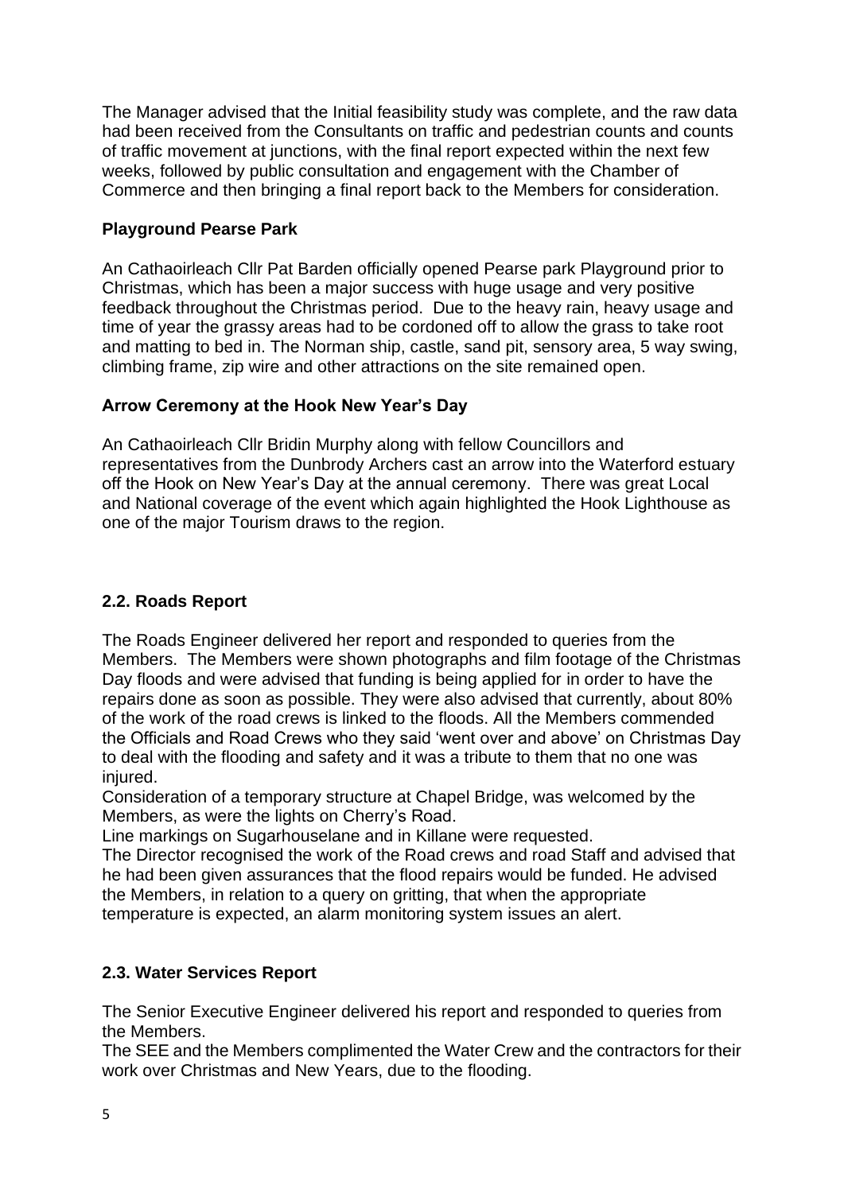The Manager advised that the Initial feasibility study was complete, and the raw data had been received from the Consultants on traffic and pedestrian counts and counts of traffic movement at junctions, with the final report expected within the next few weeks, followed by public consultation and engagement with the Chamber of Commerce and then bringing a final report back to the Members for consideration.

**Playground Pearse Park**

An Cathaoirleach Cllr Pat Barden officially opened Pearse park Playground prior to Christmas, which has been a major success with huge usage and very positive feedback throughout the Christmas period. Due to the heavy rain, heavy usage and time of year the grassy areas had to be cordoned off to allow the grass to take root and matting to bed in. The Norman ship, castle, sand pit, sensory area, 5 way swing, climbing frame, zip wire and other attractions on the site remained open.

**Arrow Ceremony at the Hook New Year's Day**

An Cathaoirleach Cllr Bridin Murphy along with fellow Councillors and representatives from the Dunbrody Archers cast an arrow into the Waterford estuary off the Hook on New Year's Day at the annual ceremony. There was great Local and National coverage of the event which again highlighted the Hook Lighthouse as one of the major Tourism draws to the region.

### 2.2. Roads Report

The Roads Engineer delivered her report and responded to queries from the Members. The Members were shown photographs and film footage of the Christmas Day floods and were advised that funding is being applied for in order to have the repairs done as soon as possible. They were also advised that currently, about 80% of the work of the road crews is linked to the floods. All the Members commended the Officials and Road Crews who they said 'went over and above' on Christmas Day to deal with the flooding and safety and it was a tribute to them that no one was injured.

Consideration of a temporary structure at Chapel Bridge, was welcomed by the Members, as were the lights on Cherry's Road.

Line markings on Sugarhouselane and in Killane were requested.

The Director recognised the work of the Road crews and road Staff and advised that he had been given assurances that the flood repairs would be funded. He advised the Members, in relation to a query on gritting, that when the appropriate temperature is expected, an alarm monitoring system issues an alert.

### 2.3. Water Services Report

The Senior Executive Engineer delivered his report and responded to queries from the Members.

The SEE and the Members complimented the Water Crew and the contractors for their work over Christmas and New Years, due to the flooding.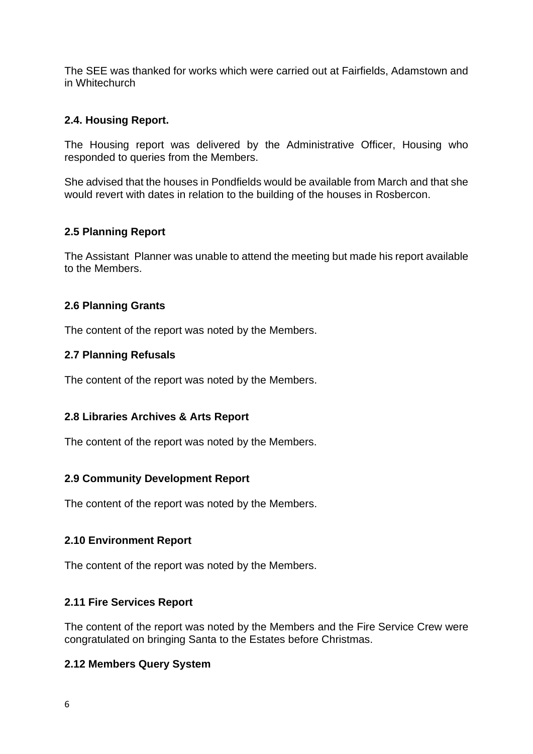The SEE was thanked for works which were carried out at Fairfields, Adamstown and in Whitechurch

### 2.4. Housing Report.

The Housing report was delivered by the Administrative Officer, Housing who responded to queries from the Members.

She advised that the houses in Pondfields would be available from March and that she would revert with dates in relation to the building of the houses in Rosbercon.

### 2.5 Planning Report

The Assistant Planner was unable to attend the meeting but made his report available to the Members.

### 2.6 Planning Grants

The content of the report was noted by the Members.

### 2.7 Planning Refusals

The content of the report was noted by the Members.

### 2.8 Libraries Archives & Arts Report

The content of the report was noted by the Members.

### 2.9 Community Development Report

The content of the report was noted by the Members.

### 2.10 Environment Report

The content of the report was noted by the Members.

### 2.11 Fire Services Report

The content of the report was noted by the Members and the Fire Service Crew were congratulated on bringing Santa to the Estates before Christmas.

### 2.12 Members Query System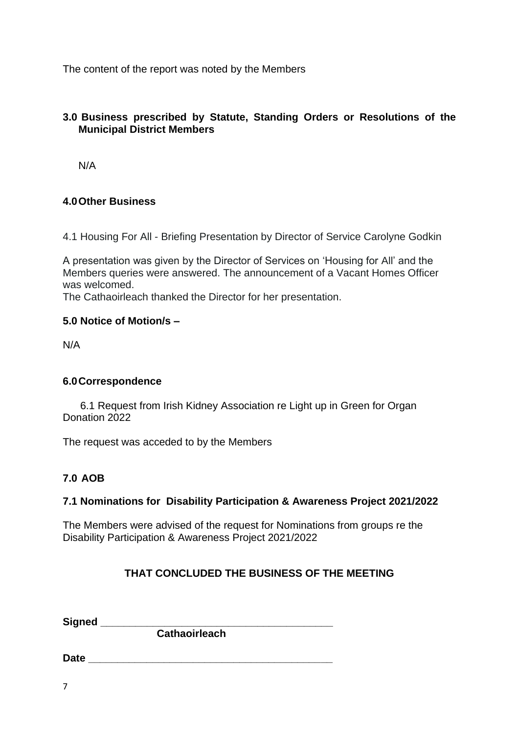The content of the report was noted by the Members

## 3.0 Business prescribed by Statute, Standing Orders or Resolutions of the Municipal District Members

N/A

## 4.0 Other Business

4.1 Housing For All - Briefing Presentation by Director of Service Carolyne Godkin

A presentation was given by the Director of Services on 'Housing for All' and the Members queries were answered. The announcement of a Vacant Homes Officer was welcomed.
The Cathaoirleach thanked the Director for her presentation.

## 5.0 Notice of Motion/s –

N/A

## 6.0 Correspondence

6.1 Request from Irish Kidney Association re Light up in Green for Organ Donation 2022

The request was acceded to by the Members

## 7.0 AOB

### 7.1 Nominations for Disability Participation & Awareness Project 2021/2022

The Members were advised of the request for Nominations from groups re the Disability Participation & Awareness Project 2021/2022

**THAT CONCLUDED THE BUSINESS OF THE MEETING**

**Signed** ________________________________________
**Cathaoirleach**

**Date** ________________________________________